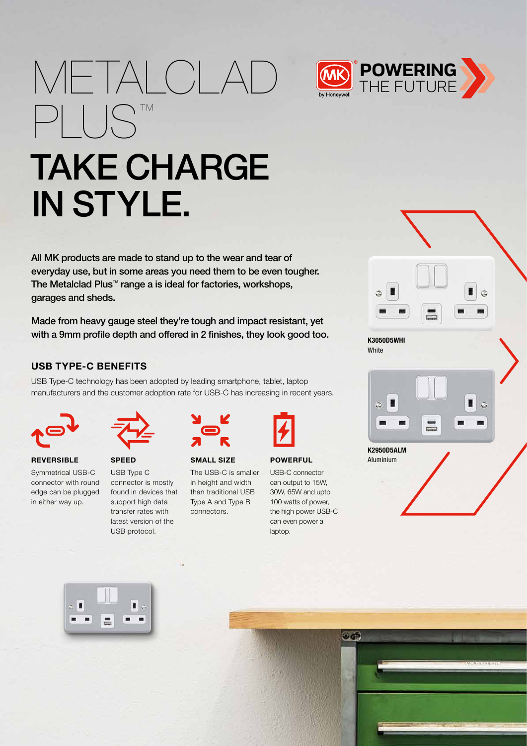# METALCLAD PLUS™

**POWERING THE FUTURE**

# TAKE CHARGE IN STYLE.

**All MK products are made to stand up to the wear and tear of everyday use, but in some areas you need them to be even tougher. The Metalclad Plus™ range a is ideal for factories, workshops, garages and sheds.**

**Made from heavy gauge steel they're tough and impact resistant, yet with a 9mm profile depth and offered in 2 finishes, they look good too.**

## USB TYPE-C BENEFITS

USB Type-C technology has been adopted by leading smartphone, tablet, laptop manufacturers and the customer adoption rate for USB-C has increasing in recent years.

**REVERSIBLE**

Symmetrical USB-C connector with round edge can be plugged in either way up.

**SPEED**

USB Type C connector is mostly found in devices that support high data transfer rates with latest version of the USB protocol.

**SMALL SIZE**

The USB-C is smaller in height and width than traditional USB Type A and Type B connectors.

**POWERFUL**

USB-C connector can output to 15W, 30W, 65W and upto 100 watts of power, the high power USB-C can even power a laptop.

**K3050D5WHI**
White

**K2950D5ALM**
Aluminium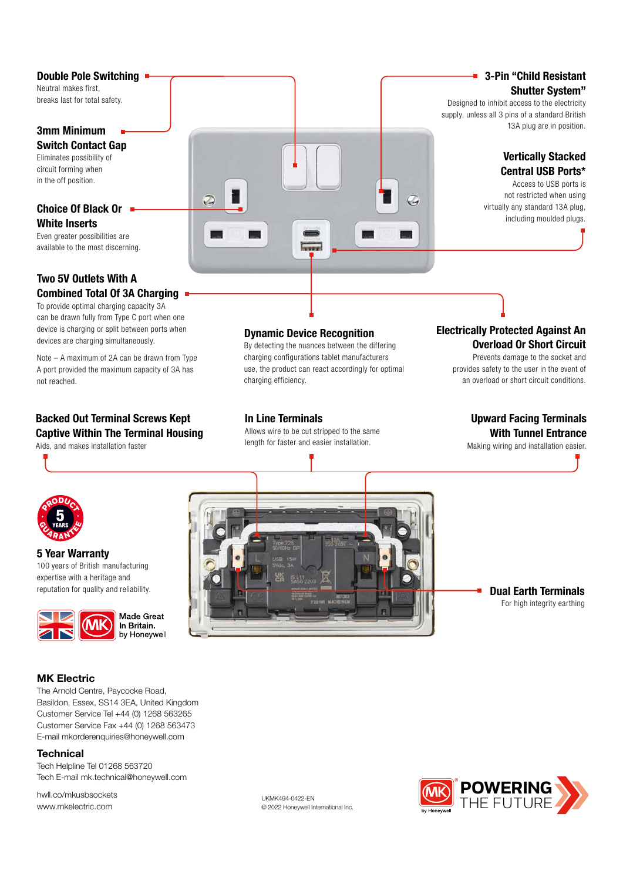## Double Pole Switching

Neutral makes first, breaks last for total safety.

## 3mm Minimum Switch Contact Gap

Eliminates possibility of circuit forming when in the off position.

## Choice Of Black Or White Inserts

Even greater possibilities are available to the most discerning.

## Two 5V Outlets With A Combined Total Of 3A Charging

To provide optimal charging capacity 3A can be drawn fully from Type C port when one device is charging or split between ports when devices are charging simultaneously.

Note – A maximum of 2A can be drawn from Type A port provided the maximum capacity of 3A has not reached.

## 3-Pin "Child Resistant Shutter System"

Designed to inhibit access to the electricity supply, unless all 3 pins of a standard British 13A plug are in position.

## Vertically Stacked Central USB Ports*

Access to USB ports is not restricted when using virtually any standard 13A plug, including moulded plugs.

## Dynamic Device Recognition

By detecting the nuances between the differing charging configurations tablet manufacturers use, the product can react accordingly for optimal charging efficiency.

## Electrically Protected Against An Overload Or Short Circuit

Prevents damage to the socket and provides safety to the user in the event of an overload or short circuit conditions.

## Backed Out Terminal Screws Kept Captive Within The Terminal Housing

Aids, and makes installation faster

## In Line Terminals

Allows wire to be cut stripped to the same length for faster and easier installation.

## Upward Facing Terminals With Tunnel Entrance

Making wiring and installation easier.

## Dual Earth Terminals

For high integrity earthing

## 5 Year Warranty

100 years of British manufacturing expertise with a heritage and reputation for quality and reliability.

Made Great In Britain. by Honeywell

### MK Electric

The Arnold Centre, Paycocke Road,
Basildon, Essex, SS14 3EA, United Kingdom
Customer Service Tel +44 (0) 1268 563265
Customer Service Fax +44 (0) 1268 563473
E-mail mkorderenquiries@honeywell.com

### Technical

Tech Helpline Tel 01268 563720
Tech E-mail mk.technical@honeywell.com

hwll.co/mkusbsockets
www.mkelectric.com

UKMK494-0422-EN
© 2022 Honeywell International Inc.

POWERING THE FUTURE